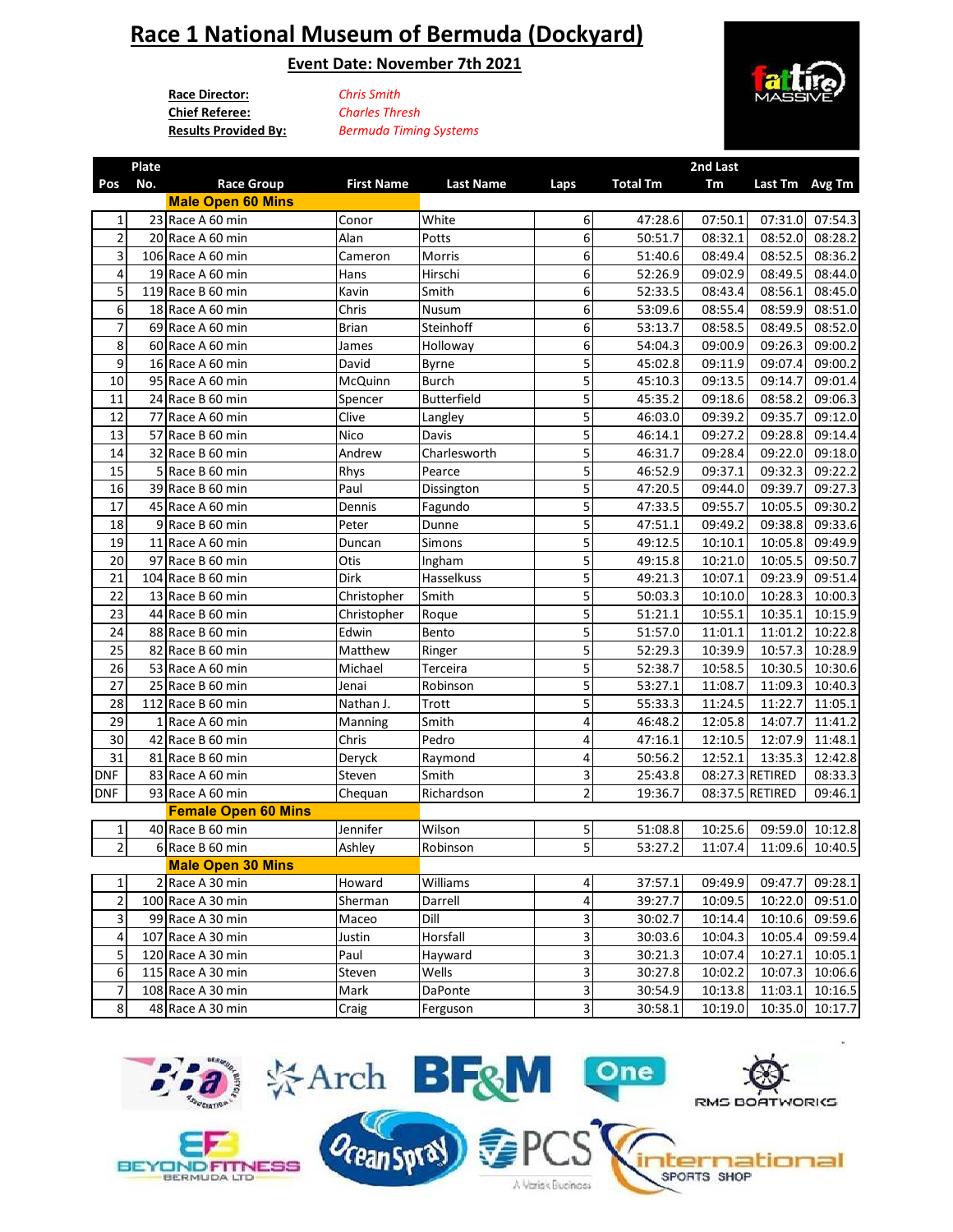# Race 1 National Museum of Bermuda (Dockyard)

## Event Date: November 7th 2021

**Race Director:** *Chris Smith*
**Chief Referee:** *Charles Thresh*
**Results Provided By:** *Bermuda Timing Systems*

| Pos | Plate No. | Race Group | First Name | Last Name | Laps | Total Tm | 2nd Last Tm | Last Tm | Avg Tm |
|---|---|---|---|---|---|---|---|---|---|
| | | **Male Open 60 Mins** | | | | | | | |
| 1 | 23 | Race A 60 min | Conor | White | 6 | 47:28.6 | 07:50.1 | 07:31.0 | 07:54.3 |
| 2 | 20 | Race A 60 min | Alan | Potts | 6 | 50:51.7 | 08:32.1 | 08:52.0 | 08:28.2 |
| 3 | 106 | Race A 60 min | Cameron | Morris | 6 | 51:40.6 | 08:49.4 | 08:52.5 | 08:36.2 |
| 4 | 19 | Race A 60 min | Hans | Hirschi | 6 | 52:26.9 | 09:02.9 | 08:49.5 | 08:44.0 |
| 5 | 119 | Race B 60 min | Kavin | Smith | 6 | 52:33.5 | 08:43.4 | 08:56.1 | 08:45.0 |
| 6 | 18 | Race A 60 min | Chris | Nusum | 6 | 53:09.6 | 08:55.4 | 08:59.9 | 08:51.0 |
| 7 | 69 | Race A 60 min | Brian | Steinhoff | 6 | 53:13.7 | 08:58.5 | 08:49.5 | 08:52.0 |
| 8 | 60 | Race A 60 min | James | Holloway | 6 | 54:04.3 | 09:00.9 | 09:26.3 | 09:00.2 |
| 9 | 16 | Race A 60 min | David | Byrne | 5 | 45:02.8 | 09:11.9 | 09:07.4 | 09:00.2 |
| 10 | 95 | Race A 60 min | McQuinn | Burch | 5 | 45:10.3 | 09:13.5 | 09:14.7 | 09:01.4 |
| 11 | 24 | Race B 60 min | Spencer | Butterfield | 5 | 45:35.2 | 09:18.6 | 08:58.2 | 09:06.3 |
| 12 | 77 | Race A 60 min | Clive | Langley | 5 | 46:03.0 | 09:39.2 | 09:35.7 | 09:12.0 |
| 13 | 57 | Race B 60 min | Nico | Davis | 5 | 46:14.1 | 09:27.2 | 09:28.8 | 09:14.4 |
| 14 | 32 | Race B 60 min | Andrew | Charlesworth | 5 | 46:31.7 | 09:28.4 | 09:22.0 | 09:18.0 |
| 15 | 5 | Race B 60 min | Rhys | Pearce | 5 | 46:52.9 | 09:37.1 | 09:32.3 | 09:22.2 |
| 16 | 39 | Race B 60 min | Paul | Dissington | 5 | 47:20.5 | 09:44.0 | 09:39.7 | 09:27.3 |
| 17 | 45 | Race A 60 min | Dennis | Fagundo | 5 | 47:33.5 | 09:55.7 | 10:05.5 | 09:30.2 |
| 18 | 9 | Race B 60 min | Peter | Dunne | 5 | 47:51.1 | 09:49.2 | 09:38.8 | 09:33.6 |
| 19 | 11 | Race A 60 min | Duncan | Simons | 5 | 49:12.5 | 10:10.1 | 10:05.8 | 09:49.9 |
| 20 | 97 | Race B 60 min | Otis | Ingham | 5 | 49:15.8 | 10:21.0 | 10:05.5 | 09:50.7 |
| 21 | 104 | Race B 60 min | Dirk | Hasselkuss | 5 | 49:21.3 | 10:07.1 | 09:23.9 | 09:51.4 |
| 22 | 13 | Race B 60 min | Christopher | Smith | 5 | 50:03.3 | 10:10.0 | 10:28.3 | 10:00.3 |
| 23 | 44 | Race B 60 min | Christopher | Roque | 5 | 51:21.1 | 10:55.1 | 10:35.1 | 10:15.9 |
| 24 | 88 | Race B 60 min | Edwin | Bento | 5 | 51:57.0 | 11:01.1 | 11:01.2 | 10:22.8 |
| 25 | 82 | Race B 60 min | Matthew | Ringer | 5 | 52:29.3 | 10:39.9 | 10:57.3 | 10:28.9 |
| 26 | 53 | Race A 60 min | Michael | Terceira | 5 | 52:38.7 | 10:58.5 | 10:30.5 | 10:30.6 |
| 27 | 25 | Race B 60 min | Jenai | Robinson | 5 | 53:27.1 | 11:08.7 | 11:09.3 | 10:40.3 |
| 28 | 112 | Race B 60 min | Nathan J. | Trott | 5 | 55:33.3 | 11:24.5 | 11:22.7 | 11:05.1 |
| 29 | 1 | Race A 60 min | Manning | Smith | 4 | 46:48.2 | 12:05.8 | 14:07.7 | 11:41.2 |
| 30 | 42 | Race B 60 min | Chris | Pedro | 4 | 47:16.1 | 12:10.5 | 12:07.9 | 11:48.1 |
| 31 | 81 | Race B 60 min | Deryck | Raymond | 4 | 50:56.2 | 12:52.1 | 13:35.3 | 12:42.8 |
| DNF | 83 | Race A 60 min | Steven | Smith | 3 | 25:43.8 | 08:27.3 | RETIRED | 08:33.3 |
| DNF | 93 | Race A 60 min | Chequan | Richardson | 2 | 19:36.7 | 08:37.5 | RETIRED | 09:46.1 |
| | | **Female Open 60 Mins** | | | | | | | |
| 1 | 40 | Race B 60 min | Jennifer | Wilson | 5 | 51:08.8 | 10:25.6 | 09:59.0 | 10:12.8 |
| 2 | 6 | Race B 60 min | Ashley | Robinson | 5 | 53:27.2 | 11:07.4 | 11:09.6 | 10:40.5 |
| | | **Male Open 30 Mins** | | | | | | | |
| 1 | 2 | Race A 30 min | Howard | Williams | 4 | 37:57.1 | 09:49.9 | 09:47.7 | 09:28.1 |
| 2 | 100 | Race A 30 min | Sherman | Darrell | 4 | 39:27.7 | 10:09.5 | 10:22.0 | 09:51.0 |
| 3 | 99 | Race A 30 min | Maceo | Dill | 3 | 30:02.7 | 10:14.4 | 10:10.6 | 09:59.6 |
| 4 | 107 | Race A 30 min | Justin | Horsfall | 3 | 30:03.6 | 10:04.3 | 10:05.4 | 09:59.4 |
| 5 | 120 | Race A 30 min | Paul | Hayward | 3 | 30:21.3 | 10:07.4 | 10:27.1 | 10:05.1 |
| 6 | 115 | Race A 30 min | Steven | Wells | 3 | 30:27.8 | 10:02.2 | 10:07.3 | 10:06.6 |
| 7 | 108 | Race A 30 min | Mark | DaPonte | 3 | 30:54.9 | 10:13.8 | 11:03.1 | 10:16.5 |
| 8 | 48 | Race A 30 min | Craig | Ferguson | 3 | 30:58.1 | 10:19.0 | 10:35.0 | 10:17.7 |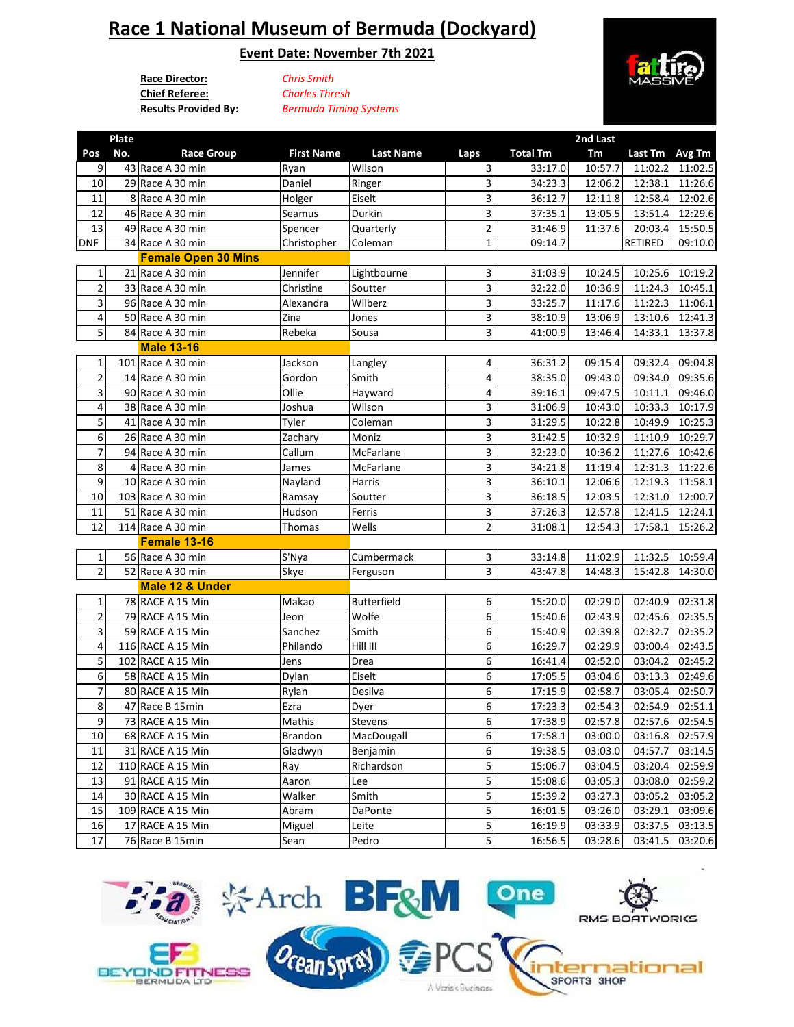# Race 1 National Museum of Bermuda (Dockyard)

**Event Date: November 7th 2021**

**Race Director:** *Chris Smith*
**Chief Referee:** *Charles Thresh*
**Results Provided By:** *Bermuda Timing Systems*

| Pos | Plate No. | Race Group | First Name | Last Name | Laps | Total Tm | 2nd Last Tm | Last Tm | Avg Tm |
|---|---|---|---|---|---|---|---|---|---|
| 9 | 43 | Race A 30 min | Ryan | Wilson | 3 | 33:17.0 | 10:57.7 | 11:02.2 | 11:02.5 |
| 10 | 29 | Race A 30 min | Daniel | Ringer | 3 | 34:23.3 | 12:06.2 | 12:38.1 | 11:26.6 |
| 11 | 8 | Race A 30 min | Holger | Eiselt | 3 | 36:12.7 | 12:11.8 | 12:58.4 | 12:02.6 |
| 12 | 46 | Race A 30 min | Seamus | Durkin | 3 | 37:35.1 | 13:05.5 | 13:51.4 | 12:29.6 |
| 13 | 49 | Race A 30 min | Spencer | Quarterly | 2 | 31:46.9 | 11:37.6 | 20:03.4 | 15:50.5 |
| DNF | 34 | Race A 30 min | Christopher | Coleman | 1 | 09:14.7 | | RETIRED | 09:10.0 |
| | | **Female Open 30 Mins** | | | | | | | |
| 1 | 21 | Race A 30 min | Jennifer | Lightbourne | 3 | 31:03.9 | 10:24.5 | 10:25.6 | 10:19.2 |
| 2 | 33 | Race A 30 min | Christine | Soutter | 3 | 32:22.0 | 10:36.9 | 11:24.3 | 10:45.1 |
| 3 | 96 | Race A 30 min | Alexandra | Wilberz | 3 | 33:25.7 | 11:17.6 | 11:22.3 | 11:06.1 |
| 4 | 50 | Race A 30 min | Zina | Jones | 3 | 38:10.9 | 13:06.9 | 13:10.6 | 12:41.3 |
| 5 | 84 | Race A 30 min | Rebeka | Sousa | 3 | 41:00.9 | 13:46.4 | 14:33.1 | 13:37.8 |
| | | **Male 13-16** | | | | | | | |
| 1 | 101 | Race A 30 min | Jackson | Langley | 4 | 36:31.2 | 09:15.4 | 09:32.4 | 09:04.8 |
| 2 | 14 | Race A 30 min | Gordon | Smith | 4 | 38:35.0 | 09:43.0 | 09:34.0 | 09:35.6 |
| 3 | 90 | Race A 30 min | Ollie | Hayward | 4 | 39:16.1 | 09:47.5 | 10:11.1 | 09:46.0 |
| 4 | 38 | Race A 30 min | Joshua | Wilson | 3 | 31:06.9 | 10:43.0 | 10:33.3 | 10:17.9 |
| 5 | 41 | Race A 30 min | Tyler | Coleman | 3 | 31:29.5 | 10:22.8 | 10:49.9 | 10:25.3 |
| 6 | 26 | Race A 30 min | Zachary | Moniz | 3 | 31:42.5 | 10:32.9 | 11:10.9 | 10:29.7 |
| 7 | 94 | Race A 30 min | Callum | McFarlane | 3 | 32:23.0 | 10:36.2 | 11:27.6 | 10:42.6 |
| 8 | 4 | Race A 30 min | James | McFarlane | 3 | 34:21.8 | 11:19.4 | 12:31.3 | 11:22.6 |
| 9 | 10 | Race A 30 min | Nayland | Harris | 3 | 36:10.1 | 12:06.6 | 12:19.3 | 11:58.1 |
| 10 | 103 | Race A 30 min | Ramsay | Soutter | 3 | 36:18.5 | 12:03.5 | 12:31.0 | 12:00.7 |
| 11 | 51 | Race A 30 min | Hudson | Ferris | 3 | 37:26.3 | 12:57.8 | 12:41.5 | 12:24.1 |
| 12 | 114 | Race A 30 min | Thomas | Wells | 2 | 31:08.1 | 12:54.3 | 17:58.1 | 15:26.2 |
| | | **Female 13-16** | | | | | | | |
| 1 | 56 | Race A 30 min | S'Nya | Cumbermack | 3 | 33:14.8 | 11:02.9 | 11:32.5 | 10:59.4 |
| 2 | 52 | Race A 30 min | Skye | Ferguson | 3 | 43:47.8 | 14:48.3 | 15:42.8 | 14:30.0 |
| | | **Male 12 & Under** | | | | | | | |
| 1 | 78 | RACE A 15 Min | Makao | Butterfield | 6 | 15:20.0 | 02:29.0 | 02:40.9 | 02:31.8 |
| 2 | 79 | RACE A 15 Min | Jeon | Wolfe | 6 | 15:40.6 | 02:43.9 | 02:45.6 | 02:35.5 |
| 3 | 59 | RACE A 15 Min | Sanchez | Smith | 6 | 15:40.9 | 02:39.8 | 02:32.7 | 02:35.2 |
| 4 | 116 | RACE A 15 Min | Philando | Hill III | 6 | 16:29.7 | 02:29.9 | 03:00.4 | 02:43.5 |
| 5 | 102 | RACE A 15 Min | Jens | Drea | 6 | 16:41.4 | 02:52.0 | 03:04.2 | 02:45.2 |
| 6 | 58 | RACE A 15 Min | Dylan | Eiselt | 6 | 17:05.5 | 03:04.6 | 03:13.3 | 02:49.6 |
| 7 | 80 | RACE A 15 Min | Rylan | Desilva | 6 | 17:15.9 | 02:58.7 | 03:05.4 | 02:50.7 |
| 8 | 47 | Race B 15min | Ezra | Dyer | 6 | 17:23.3 | 02:54.3 | 02:54.9 | 02:51.1 |
| 9 | 73 | RACE A 15 Min | Mathis | Stevens | 6 | 17:38.9 | 02:57.8 | 02:57.6 | 02:54.5 |
| 10 | 68 | RACE A 15 Min | Brandon | MacDougall | 6 | 17:58.1 | 03:00.0 | 03:16.8 | 02:57.9 |
| 11 | 31 | RACE A 15 Min | Gladwyn | Benjamin | 6 | 19:38.5 | 03:03.0 | 04:57.7 | 03:14.5 |
| 12 | 110 | RACE A 15 Min | Ray | Richardson | 5 | 15:06.7 | 03:04.5 | 03:20.4 | 02:59.9 |
| 13 | 91 | RACE A 15 Min | Aaron | Lee | 5 | 15:08.6 | 03:05.3 | 03:08.0 | 02:59.2 |
| 14 | 30 | RACE A 15 Min | Walker | Smith | 5 | 15:39.2 | 03:27.3 | 03:05.2 | 03:05.2 |
| 15 | 109 | RACE A 15 Min | Abram | DaPonte | 5 | 16:01.5 | 03:26.0 | 03:29.1 | 03:09.6 |
| 16 | 17 | RACE A 15 Min | Miguel | Leite | 5 | 16:19.9 | 03:33.9 | 03:37.5 | 03:13.5 |
| 17 | 76 | Race B 15min | Sean | Pedro | 5 | 16:56.5 | 03:28.6 | 03:41.5 | 03:20.6 |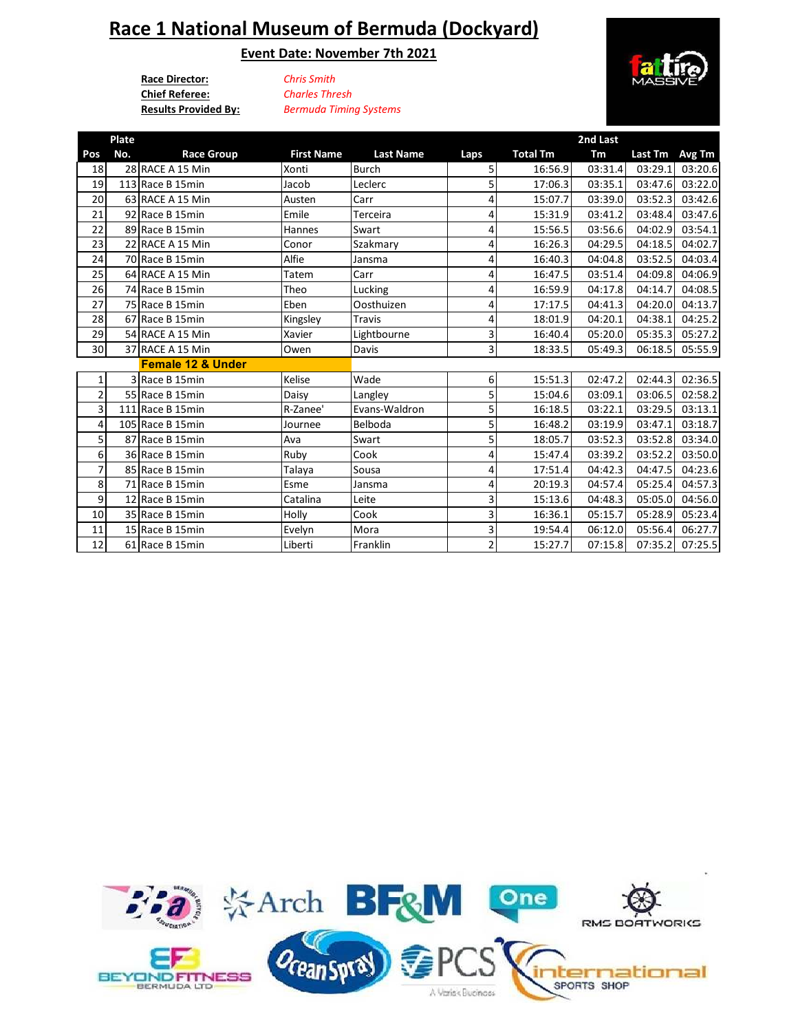# Race 1 National Museum of Bermuda (Dockyard)

## Event Date: November 7th 2021

**Race Director:** *Chris Smith*
**Chief Referee:** *Charles Thresh*
**Results Provided By:** *Bermuda Timing Systems*

| Pos | Plate No. | Race Group | First Name | Last Name | Laps | Total Tm | 2nd Last Tm | Last Tm | Avg Tm |
|---|---|---|---|---|---|---|---|---|---|
| 18 | 28 | RACE A 15 Min | Xonti | Burch | 5 | 16:56.9 | 03:31.4 | 03:29.1 | 03:20.6 |
| 19 | 113 | Race B 15min | Jacob | Leclerc | 5 | 17:06.3 | 03:35.1 | 03:47.6 | 03:22.0 |
| 20 | 63 | RACE A 15 Min | Austen | Carr | 4 | 15:07.7 | 03:39.0 | 03:52.3 | 03:42.6 |
| 21 | 92 | Race B 15min | Emile | Terceira | 4 | 15:31.9 | 03:41.2 | 03:48.4 | 03:47.6 |
| 22 | 89 | Race B 15min | Hannes | Swart | 4 | 15:56.5 | 03:56.6 | 04:02.9 | 03:54.1 |
| 23 | 22 | RACE A 15 Min | Conor | Szakmary | 4 | 16:26.3 | 04:29.5 | 04:18.5 | 04:02.7 |
| 24 | 70 | Race B 15min | Alfie | Jansma | 4 | 16:40.3 | 04:04.8 | 03:52.5 | 04:03.4 |
| 25 | 64 | RACE A 15 Min | Tatem | Carr | 4 | 16:47.5 | 03:51.4 | 04:09.8 | 04:06.9 |
| 26 | 74 | Race B 15min | Theo | Lucking | 4 | 16:59.9 | 04:17.8 | 04:14.7 | 04:08.5 |
| 27 | 75 | Race B 15min | Eben | Oosthuizen | 4 | 17:17.5 | 04:41.3 | 04:20.0 | 04:13.7 |
| 28 | 67 | Race B 15min | Kingsley | Travis | 4 | 18:01.9 | 04:20.1 | 04:38.1 | 04:25.2 |
| 29 | 54 | RACE A 15 Min | Xavier | Lightbourne | 3 | 16:40.4 | 05:20.0 | 05:35.3 | 05:27.2 |
| 30 | 37 | RACE A 15 Min | Owen | Davis | 3 | 18:33.5 | 05:49.3 | 06:18.5 | 05:55.9 |
| | | **Female 12 & Under** | | | | | | | |
| 1 | 3 | Race B 15min | Kelise | Wade | 6 | 15:51.3 | 02:47.2 | 02:44.3 | 02:36.5 |
| 2 | 55 | Race B 15min | Daisy | Langley | 5 | 15:04.6 | 03:09.1 | 03:06.5 | 02:58.2 |
| 3 | 111 | Race B 15min | R-Zanee' | Evans-Waldron | 5 | 16:18.5 | 03:22.1 | 03:29.5 | 03:13.1 |
| 4 | 105 | Race B 15min | Journee | Belboda | 5 | 16:48.2 | 03:19.9 | 03:47.1 | 03:18.7 |
| 5 | 87 | Race B 15min | Ava | Swart | 5 | 18:05.7 | 03:52.3 | 03:52.8 | 03:34.0 |
| 6 | 36 | Race B 15min | Ruby | Cook | 4 | 15:47.4 | 03:39.2 | 03:52.2 | 03:50.0 |
| 7 | 85 | Race B 15min | Talaya | Sousa | 4 | 17:51.4 | 04:42.3 | 04:47.5 | 04:23.6 |
| 8 | 71 | Race B 15min | Esme | Jansma | 4 | 20:19.3 | 04:57.4 | 05:25.4 | 04:57.3 |
| 9 | 12 | Race B 15min | Catalina | Leite | 3 | 15:13.6 | 04:48.3 | 05:05.0 | 04:56.0 |
| 10 | 35 | Race B 15min | Holly | Cook | 3 | 16:36.1 | 05:15.7 | 05:28.9 | 05:23.4 |
| 11 | 15 | Race B 15min | Evelyn | Mora | 3 | 19:54.4 | 06:12.0 | 05:56.4 | 06:27.7 |
| 12 | 61 | Race B 15min | Liberti | Franklin | 2 | 15:27.7 | 07:15.8 | 07:35.2 | 07:25.5 |